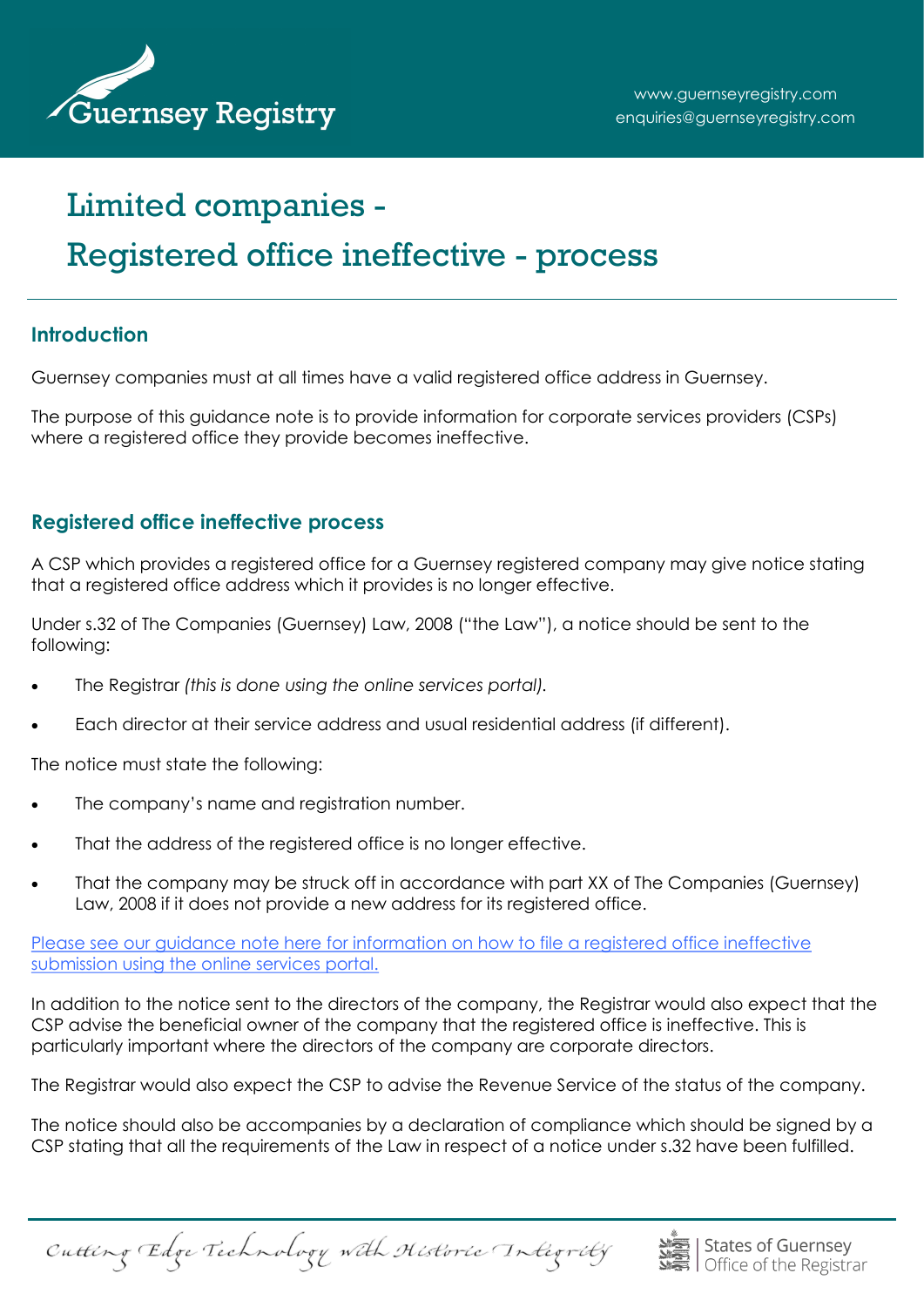# Limited companies - Registered office ineffective - process

## Introduction

Guernsey companies must at all times have a valid registered office address in Guernsey.

The purpose of this guidance note is to provide information for corporate services providers (CSPs) where a registered office they provide becomes ineffective.

## Registered office ineffective process

A CSP which provides a registered office for a Guernsey registered company may give notice stating that a registered office address which it provides is no longer effective.

Under s.32 of The Companies (Guernsey) Law, 2008 ("the Law"), a notice should be sent to the following:

- The Registrar *(this is done using the online services portal).*
- Each director at their service address and usual residential address (if different).

The notice must state the following:

- The company's name and registration number.
- That the address of the registered office is no longer effective.
- That the company may be struck off in accordance with part XX of The Companies (Guernsey) Law, 2008 if it does not provide a new address for its registered office.

Please see our guidance note here for information on how to file a registered office ineffective submission using the online services portal.

In addition to the notice sent to the directors of the company, the Registrar would also expect that the CSP advise the beneficial owner of the company that the registered office is ineffective. This is particularly important where the directors of the company are corporate directors.

The Registrar would also expect the CSP to advise the Revenue Service of the status of the company.

The notice should also be accompanies by a declaration of compliance which should be signed by a CSP stating that all the requirements of the Law in respect of a notice under s.32 have been fulfilled.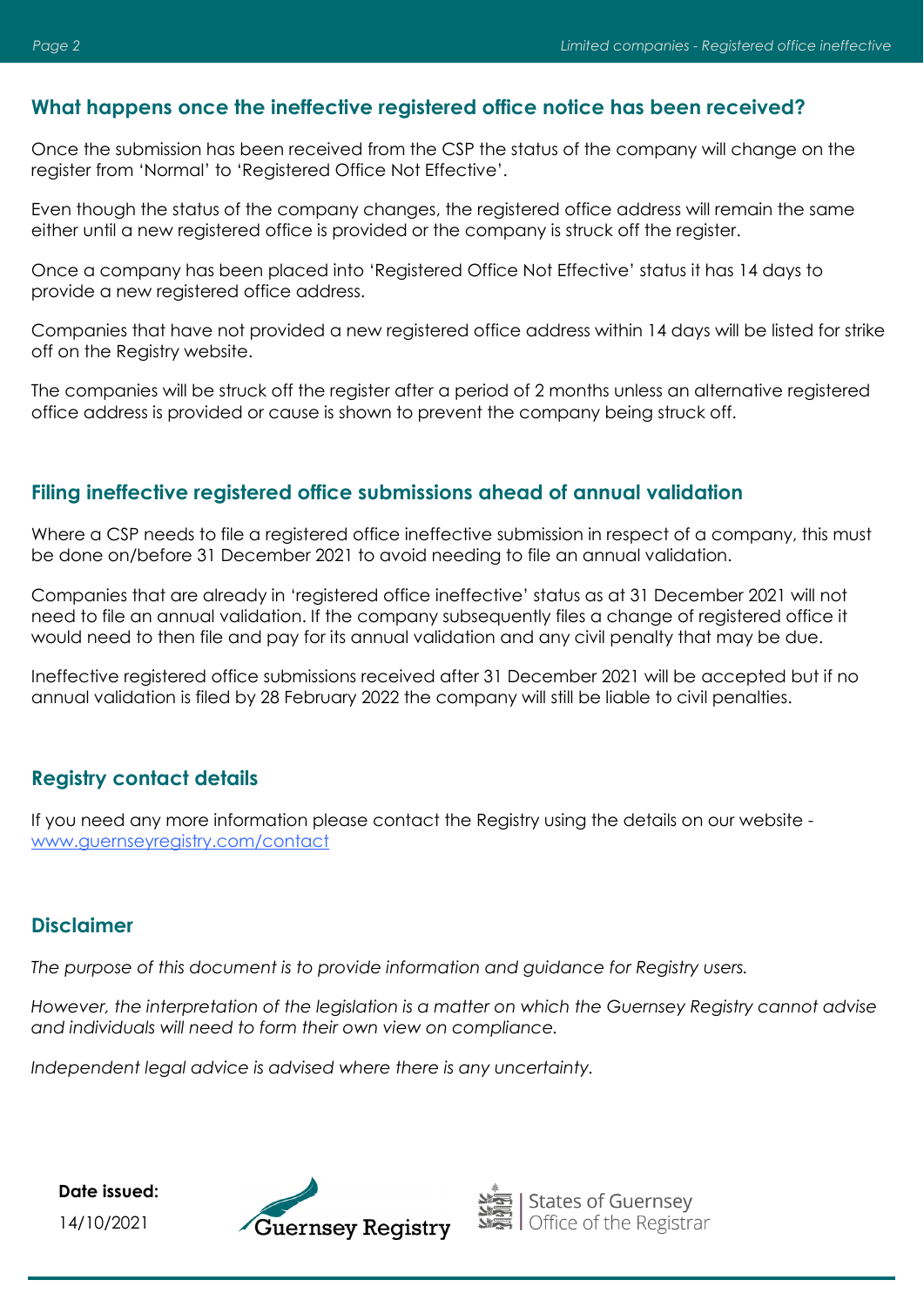## What happens once the ineffective registered office notice has been received?

Once the submission has been received from the CSP the status of the company will change on the register from 'Normal' to 'Registered Office Not Effective'.

Even though the status of the company changes, the registered office address will remain the same either until a new registered office is provided or the company is struck off the register.

Once a company has been placed into 'Registered Office Not Effective' status it has 14 days to provide a new registered office address.

Companies that have not provided a new registered office address within 14 days will be listed for strike off on the Registry website.

The companies will be struck off the register after a period of 2 months unless an alternative registered office address is provided or cause is shown to prevent the company being struck off.

## Filing ineffective registered office submissions ahead of annual validation

Where a CSP needs to file a registered office ineffective submission in respect of a company, this must be done on/before 31 December 2021 to avoid needing to file an annual validation.

Companies that are already in 'registered office ineffective' status as at 31 December 2021 will not need to file an annual validation. If the company subsequently files a change of registered office it would need to then file and pay for its annual validation and any civil penalty that may be due.

Ineffective registered office submissions received after 31 December 2021 will be accepted but if no annual validation is filed by 28 February 2022 the company will still be liable to civil penalties.

## Registry contact details

If you need any more information please contact the Registry using the details on our website - www.guernseyregistry.com/contact

## Disclaimer

*The purpose of this document is to provide information and guidance for Registry users.*

*However, the interpretation of the legislation is a matter on which the Guernsey Registry cannot advise and individuals will need to form their own view on compliance.*

*Independent legal advice is advised where there is any uncertainty.*

**Date issued:**
14/10/2021

Guernsey Registry

States of Guernsey
Office of the Registrar